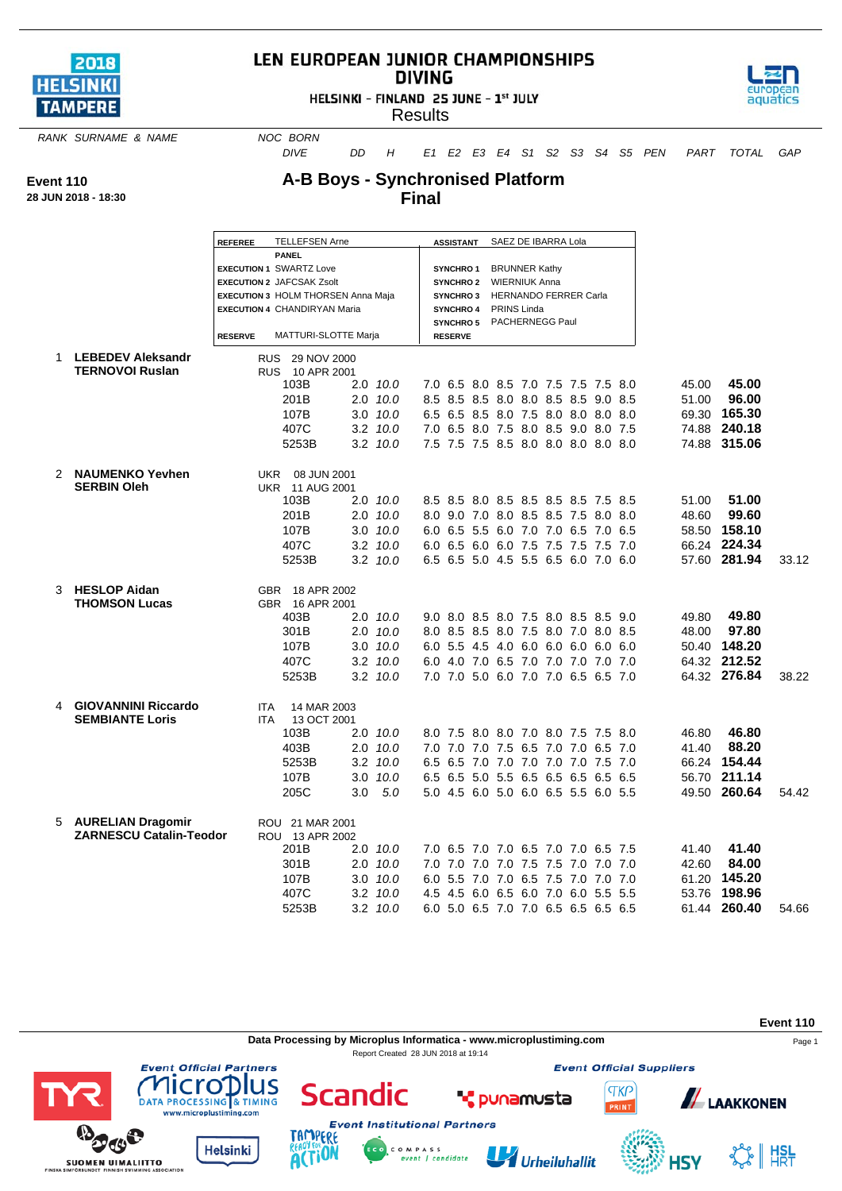# LEN EUROPEAN JUNIOR CHAMPIONSHIPS
## DIVING

HELSINKI - FINLAND 25 JUNE - 1st JULY

Results

**Event 110**
**28 JUN 2018 - 18:30**

## A-B Boys - Synchronised Platform
## Final

| | | | |
|---|---|---|---|
| **REFEREE** | TELLEFSEN Arne | **ASSISTANT** | SAEZ DE IBARRA Lola |
| | **PANEL** | | |
| **EXECUTION 1** | SWARTZ Love | **SYNCHRO 1** | BRUNNER Kathy |
| **EXECUTION 2** | JAFCSAK Zsolt | **SYNCHRO 2** | WIERNIUK Anna |
| **EXECUTION 3** | HOLM THORSEN Anna Maja | **SYNCHRO 3** | HERNANDO FERRER Carla |
| **EXECUTION 4** | CHANDIRYAN Maria | **SYNCHRO 4** | PRINS Linda |
| | | **SYNCHRO 5** | PACHERNEGG Paul |
| **RESERVE** | MATTURI-SLOTTE Marja | **RESERVE** | |

| RANK | SURNAME & NAME | NOC | BORN | DIVE | DD | H | E1 | E2 | E3 | E4 | S1 | S2 | S3 | S4 | S5 | PEN | PART | TOTAL | GAP |
|---|---|---|---|---|---|---|---|---|---|---|---|---|---|---|---|---|---|---|---|
| 1 | **LEBEDEV Aleksandr** | RUS | 29 NOV 2000 | | | | | | | | | | | | | | | | |
| | **TERNOVOI Ruslan** | RUS | 10 APR 2001 | | | | | | | | | | | | | | | | |
| | | | | 103B | 2.0 | *10.0* | 7.0 | 6.5 | 8.0 | 8.5 | 7.0 | 7.5 | 7.5 | 7.5 | 8.0 | | 45.00 | **45.00** | |
| | | | | 201B | 2.0 | *10.0* | 8.5 | 8.5 | 8.5 | 8.0 | 8.0 | 8.5 | 8.5 | 9.0 | 8.5 | | 51.00 | **96.00** | |
| | | | | 107B | 3.0 | *10.0* | 6.5 | 6.5 | 8.5 | 8.0 | 7.5 | 8.0 | 8.0 | 8.0 | 8.0 | | 69.30 | **165.30** | |
| | | | | 407C | 3.2 | *10.0* | 7.0 | 6.5 | 8.0 | 7.5 | 8.0 | 8.5 | 9.0 | 8.0 | 7.5 | | 74.88 | **240.18** | |
| | | | | 5253B | 3.2 | *10.0* | 7.5 | 7.5 | 7.5 | 8.5 | 8.0 | 8.0 | 8.0 | 8.0 | 8.0 | | 74.88 | **315.06** | |
| 2 | **NAUMENKO Yevhen** | UKR | 08 JUN 2001 | | | | | | | | | | | | | | | | |
| | **SERBIN Oleh** | UKR | 11 AUG 2001 | | | | | | | | | | | | | | | | |
| | | | | 103B | 2.0 | *10.0* | 8.5 | 8.5 | 8.0 | 8.5 | 8.5 | 8.5 | 8.5 | 7.5 | 8.5 | | 51.00 | **51.00** | |
| | | | | 201B | 2.0 | *10.0* | 8.0 | 9.0 | 7.0 | 8.0 | 8.5 | 8.5 | 7.5 | 8.0 | 8.0 | | 48.60 | **99.60** | |
| | | | | 107B | 3.0 | *10.0* | 6.0 | 6.5 | 5.5 | 6.0 | 7.0 | 7.0 | 6.5 | 7.0 | 6.5 | | 58.50 | **158.10** | |
| | | | | 407C | 3.2 | *10.0* | 6.0 | 6.5 | 6.0 | 6.0 | 7.5 | 7.5 | 7.5 | 7.5 | 7.0 | | 66.24 | **224.34** | |
| | | | | 5253B | 3.2 | *10.0* | 6.5 | 6.5 | 5.0 | 4.5 | 5.5 | 6.5 | 6.0 | 7.0 | 6.0 | | 57.60 | **281.94** | 33.12 |
| 3 | **HESLOP Aidan** | GBR | 18 APR 2002 | | | | | | | | | | | | | | | | |
| | **THOMSON Lucas** | GBR | 16 APR 2001 | | | | | | | | | | | | | | | | |
| | | | | 403B | 2.0 | *10.0* | 9.0 | 8.0 | 8.5 | 8.0 | 7.5 | 8.0 | 8.5 | 8.5 | 9.0 | | 49.80 | **49.80** | |
| | | | | 301B | 2.0 | *10.0* | 8.0 | 8.5 | 8.5 | 8.0 | 7.5 | 8.0 | 7.0 | 8.0 | 8.5 | | 48.00 | **97.80** | |
| | | | | 107B | 3.0 | *10.0* | 6.0 | 5.5 | 4.5 | 4.0 | 6.0 | 6.0 | 6.0 | 6.0 | 6.0 | | 50.40 | **148.20** | |
| | | | | 407C | 3.2 | *10.0* | 6.0 | 4.0 | 7.0 | 6.5 | 7.0 | 7.0 | 7.0 | 7.0 | 7.0 | | 64.32 | **212.52** | |
| | | | | 5253B | 3.2 | *10.0* | 7.0 | 7.0 | 5.0 | 6.0 | 7.0 | 7.0 | 6.5 | 6.5 | 7.0 | | 64.32 | **276.84** | 38.22 |
| 4 | **GIOVANNINI Riccardo** | ITA | 14 MAR 2003 | | | | | | | | | | | | | | | | |
| | **SEMBIANTE Loris** | ITA | 13 OCT 2001 | | | | | | | | | | | | | | | | |
| | | | | 103B | 2.0 | *10.0* | 8.0 | 7.5 | 8.0 | 8.0 | 7.0 | 8.0 | 7.5 | 7.5 | 8.0 | | 46.80 | **46.80** | |
| | | | | 403B | 2.0 | *10.0* | 7.0 | 7.0 | 7.0 | 7.5 | 6.5 | 7.0 | 7.0 | 6.5 | 7.0 | | 41.40 | **88.20** | |
| | | | | 5253B | 3.2 | *10.0* | 6.5 | 6.5 | 7.0 | 7.0 | 7.0 | 7.0 | 7.0 | 7.5 | 7.0 | | 66.24 | **154.44** | |
| | | | | 107B | 3.0 | *10.0* | 6.5 | 6.5 | 5.0 | 5.5 | 6.5 | 6.5 | 6.5 | 6.5 | 6.5 | | 56.70 | **211.14** | |
| | | | | 205C | 3.0 | *5.0* | 5.0 | 4.5 | 6.0 | 5.0 | 6.0 | 6.5 | 5.5 | 6.0 | 5.5 | | 49.50 | **260.64** | 54.42 |
| 5 | **AURELIAN Dragomir** | ROU | 21 MAR 2001 | | | | | | | | | | | | | | | | |
| | **ZARNESCU Catalin-Teodor** | ROU | 13 APR 2002 | | | | | | | | | | | | | | | | |
| | | | | 201B | 2.0 | *10.0* | 7.0 | 6.5 | 7.0 | 7.0 | 6.5 | 7.0 | 7.0 | 6.5 | 7.5 | | 41.40 | **41.40** | |
| | | | | 301B | 2.0 | *10.0* | 7.0 | 7.0 | 7.0 | 7.0 | 7.5 | 7.5 | 7.0 | 7.0 | 7.0 | | 42.60 | **84.00** | |
| | | | | 107B | 3.0 | *10.0* | 6.0 | 5.5 | 7.0 | 7.0 | 6.5 | 7.5 | 7.0 | 7.0 | 7.0 | | 61.20 | **145.20** | |
| | | | | 407C | 3.2 | *10.0* | 4.5 | 4.5 | 6.0 | 6.5 | 6.0 | 7.0 | 6.0 | 5.5 | 5.5 | | 53.76 | **198.96** | |
| | | | | 5253B | 3.2 | *10.0* | 6.0 | 5.0 | 6.5 | 7.0 | 7.0 | 6.5 | 6.5 | 6.5 | 6.5 | | 61.44 | **260.40** | 54.66 |

Data Processing by Microplus Informatica - www.microplustiming.com

Report Created 28 JUN 2018 at 19:14

Event Official Partners: TYR, Microplus, Scandic — Event Official Suppliers: punamusta, TKP Print, Laakkonen — Event Institutional Partners: Suomen Uimaliitto, Helsinki, Tampere, Eco Compass, Urheiluhallit, HSY, HSL HRT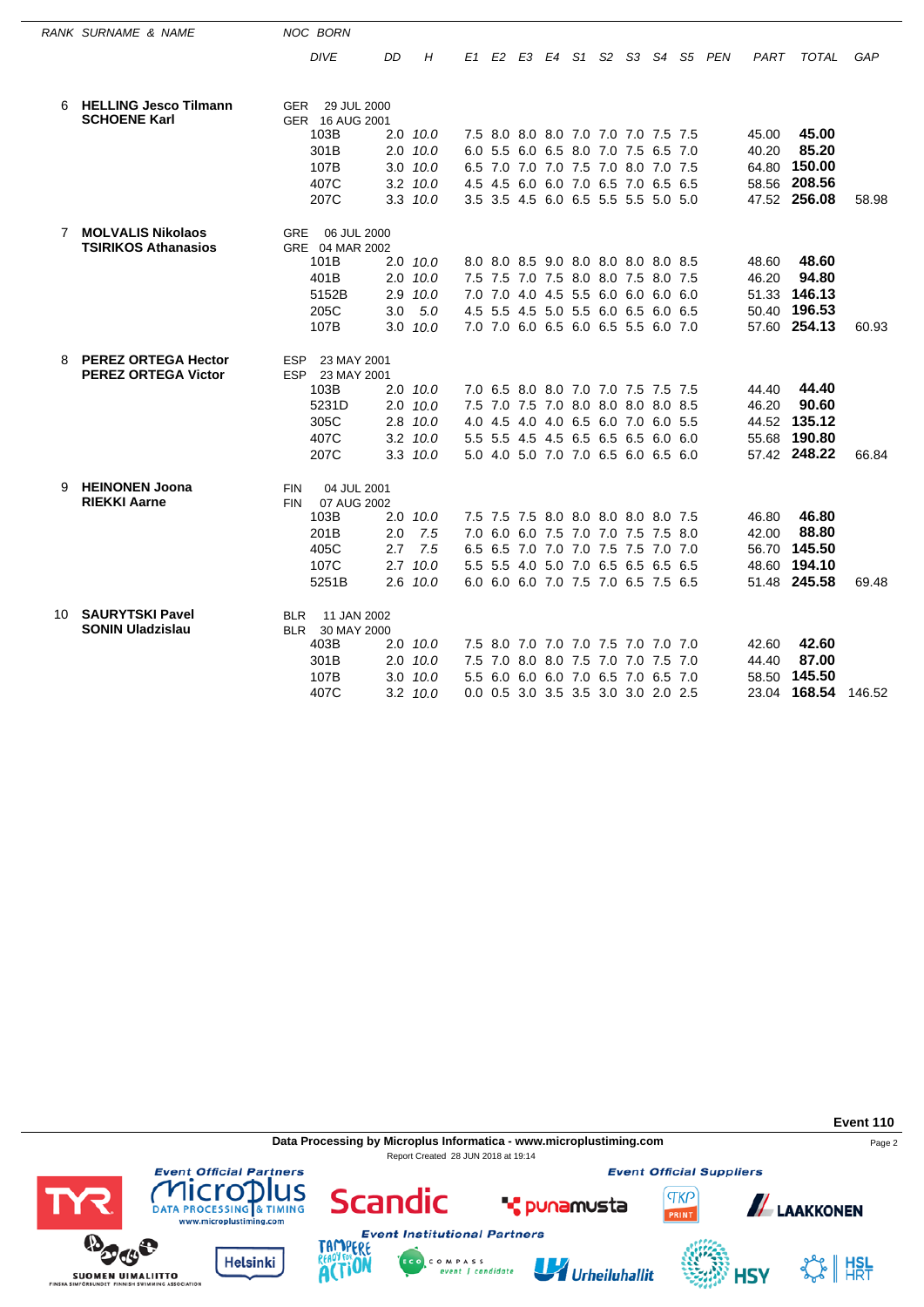| RANK | SURNAME & NAME | NOC | BORN | DIVE | DD | H | E1 | E2 | E3 | E4 | S1 | S2 | S3 | S4 | S5 | PEN | PART | TOTAL | GAP |
|---|---|---|---|---|---|---|---|---|---|---|---|---|---|---|---|---|---|---|---|
| 6 | **HELLING Jesco Tilmann** | GER | 29 JUL 2000 | | | | | | | | | | | | | | | | |
| | **SCHOENE Karl** | GER | 16 AUG 2001 | | | | | | | | | | | | | | | | |
| | | | | 103B | 2.0 | *10.0* | 7.5 | 8.0 | 8.0 | 8.0 | 7.0 | 7.0 | 7.0 | 7.5 | 7.5 | | 45.00 | **45.00** | |
| | | | | 301B | 2.0 | *10.0* | 6.0 | 5.5 | 6.0 | 6.5 | 8.0 | 7.0 | 7.5 | 6.5 | 7.0 | | 40.20 | **85.20** | |
| | | | | 107B | 3.0 | *10.0* | 6.5 | 7.0 | 7.0 | 7.0 | 7.5 | 7.0 | 8.0 | 7.0 | 7.5 | | 64.80 | **150.00** | |
| | | | | 407C | 3.2 | *10.0* | 4.5 | 4.5 | 6.0 | 6.0 | 7.0 | 6.5 | 7.0 | 6.5 | 6.5 | | 58.56 | **208.56** | |
| | | | | 207C | 3.3 | *10.0* | 3.5 | 3.5 | 4.5 | 6.0 | 6.5 | 5.5 | 5.5 | 5.0 | 5.0 | | 47.52 | **256.08** | 58.98 |
| 7 | **MOLVALIS Nikolaos** | GRE | 06 JUL 2000 | | | | | | | | | | | | | | | | |
| | **TSIRIKOS Athanasios** | GRE | 04 MAR 2002 | | | | | | | | | | | | | | | | |
| | | | | 101B | 2.0 | *10.0* | 8.0 | 8.0 | 8.5 | 9.0 | 8.0 | 8.0 | 8.0 | 8.0 | 8.5 | | 48.60 | **48.60** | |
| | | | | 401B | 2.0 | *10.0* | 7.5 | 7.5 | 7.0 | 7.5 | 8.0 | 8.0 | 7.5 | 8.0 | 7.5 | | 46.20 | **94.80** | |
| | | | | 5152B | 2.9 | *10.0* | 7.0 | 7.0 | 4.0 | 4.5 | 5.5 | 6.0 | 6.0 | 6.0 | 6.0 | | 51.33 | **146.13** | |
| | | | | 205C | 3.0 | *5.0* | 4.5 | 5.5 | 4.5 | 5.0 | 5.5 | 6.0 | 6.5 | 6.0 | 6.5 | | 50.40 | **196.53** | |
| | | | | 107B | 3.0 | *10.0* | 7.0 | 7.0 | 6.0 | 6.5 | 6.0 | 6.5 | 5.5 | 6.0 | 7.0 | | 57.60 | **254.13** | 60.93 |
| 8 | **PEREZ ORTEGA Hector** | ESP | 23 MAY 2001 | | | | | | | | | | | | | | | | |
| | **PEREZ ORTEGA Victor** | ESP | 23 MAY 2001 | | | | | | | | | | | | | | | | |
| | | | | 103B | 2.0 | *10.0* | 7.0 | 6.5 | 8.0 | 8.0 | 7.0 | 7.0 | 7.5 | 7.5 | 7.5 | | 44.40 | **44.40** | |
| | | | | 5231D | 2.0 | *10.0* | 7.5 | 7.0 | 7.5 | 7.0 | 8.0 | 8.0 | 8.0 | 8.0 | 8.5 | | 46.20 | **90.60** | |
| | | | | 305C | 2.8 | *10.0* | 4.0 | 4.5 | 4.0 | 4.0 | 6.5 | 6.0 | 7.0 | 6.0 | 5.5 | | 44.52 | **135.12** | |
| | | | | 407C | 3.2 | *10.0* | 5.5 | 5.5 | 4.5 | 4.5 | 6.5 | 6.5 | 6.5 | 6.0 | 6.0 | | 55.68 | **190.80** | |
| | | | | 207C | 3.3 | *10.0* | 5.0 | 4.0 | 5.0 | 7.0 | 7.0 | 6.5 | 6.0 | 6.5 | 6.0 | | 57.42 | **248.22** | 66.84 |
| 9 | **HEINONEN Joona** | FIN | 04 JUL 2001 | | | | | | | | | | | | | | | | |
| | **RIEKKI Aarne** | FIN | 07 AUG 2002 | | | | | | | | | | | | | | | | |
| | | | | 103B | 2.0 | *10.0* | 7.5 | 7.5 | 7.5 | 8.0 | 8.0 | 8.0 | 8.0 | 8.0 | 7.5 | | 46.80 | **46.80** | |
| | | | | 201B | 2.0 | *7.5* | 7.0 | 6.0 | 6.0 | 7.5 | 7.0 | 7.0 | 7.5 | 7.5 | 8.0 | | 42.00 | **88.80** | |
| | | | | 405C | 2.7 | *7.5* | 6.5 | 6.5 | 7.0 | 7.0 | 7.0 | 7.5 | 7.5 | 7.0 | 7.0 | | 56.70 | **145.50** | |
| | | | | 107C | 2.7 | *10.0* | 5.5 | 5.5 | 4.0 | 5.0 | 7.0 | 6.5 | 6.5 | 6.5 | 6.5 | | 48.60 | **194.10** | |
| | | | | 5251B | 2.6 | *10.0* | 6.0 | 6.0 | 6.0 | 7.0 | 7.5 | 7.0 | 6.5 | 7.5 | 6.5 | | 51.48 | **245.58** | 69.48 |
| 10 | **SAURYTSKI Pavel** | BLR | 11 JAN 2002 | | | | | | | | | | | | | | | | |
| | **SONIN Uladzislau** | BLR | 30 MAY 2000 | | | | | | | | | | | | | | | | |
| | | | | 403B | 2.0 | *10.0* | 7.5 | 8.0 | 7.0 | 7.0 | 7.0 | 7.5 | 7.0 | 7.0 | 7.0 | | 42.60 | **42.60** | |
| | | | | 301B | 2.0 | *10.0* | 7.5 | 7.0 | 8.0 | 8.0 | 7.5 | 7.0 | 7.0 | 7.5 | 7.0 | | 44.40 | **87.00** | |
| | | | | 107B | 3.0 | *10.0* | 5.5 | 6.0 | 6.0 | 6.0 | 7.0 | 6.5 | 7.0 | 6.5 | 7.0 | | 58.50 | **145.50** | |
| | | | | 407C | 3.2 | *10.0* | 0.0 | 0.5 | 3.0 | 3.5 | 3.5 | 3.0 | 3.0 | 2.0 | 2.5 | | 23.04 | **168.54** | 146.52 |

**Event 110**

**Data Processing by Microplus Informatica - www.microplustiming.com**

Report Created 28 JUN 2018 at 19:14